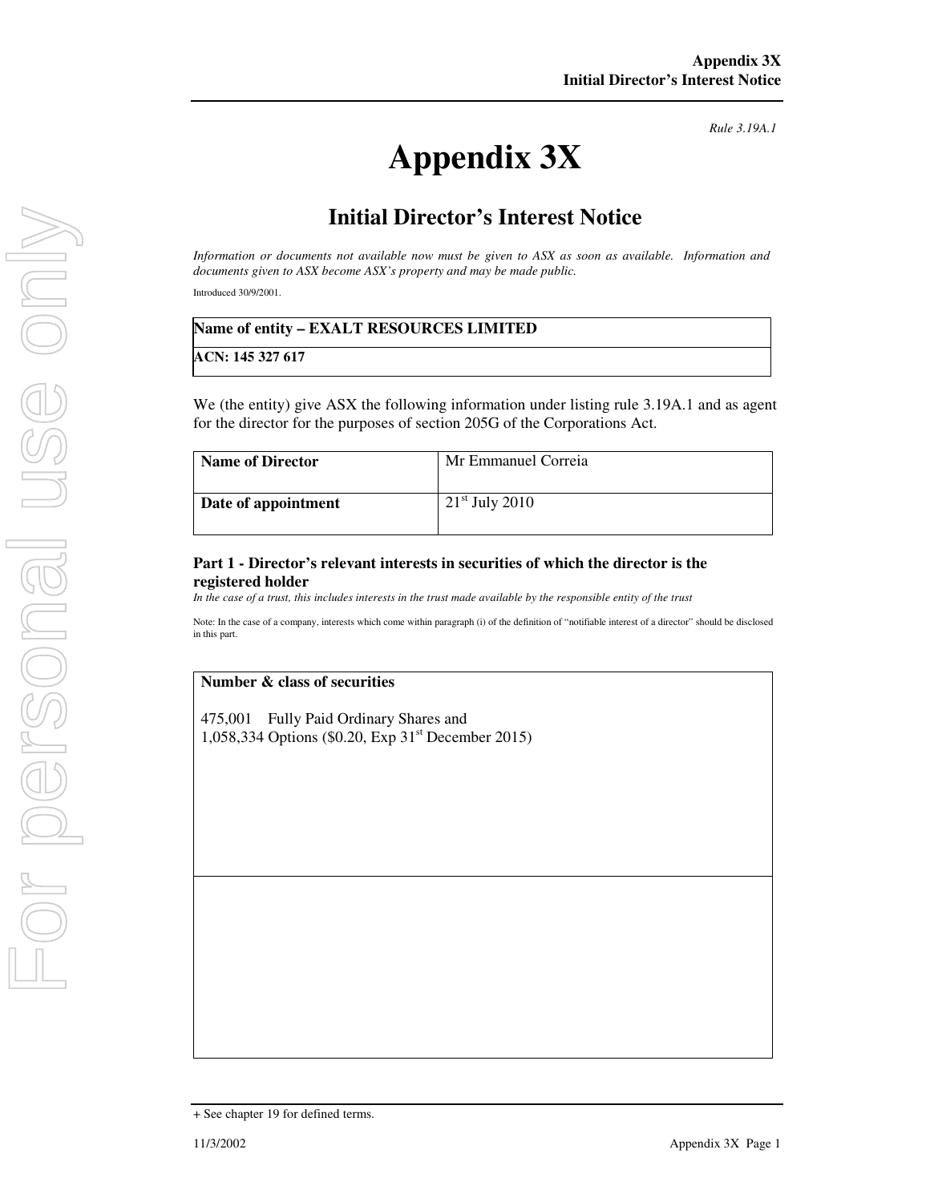*Rule 3.19A.1*

# Appendix 3X

## Initial Director's Interest Notice

*Information or documents not available now must be given to ASX as soon as available. Information and documents given to ASX become ASX's property and may be made public.*

Introduced 30/9/2001.

| **Name of entity – EXALT RESOURCES LIMITED** |
| --- |
| **ACN: 145 327 617** |

We (the entity) give ASX the following information under listing rule 3.19A.1 and as agent for the director for the purposes of section 205G of the Corporations Act.

| **Name of Director** | Mr Emmanuel Correia |
| --- | --- |
| **Date of appointment** | 21st July 2010 |

### Part 1 - Director's relevant interests in securities of which the director is the registered holder

*In the case of a trust, this includes interests in the trust made available by the responsible entity of the trust*

Note: In the case of a company, interests which come within paragraph (i) of the definition of "notifiable interest of a director" should be disclosed in this part.

| **Number & class of securities** |
| --- |
| 475,001 Fully Paid Ordinary Shares and<br>1,058,334 Options ($0.20, Exp 31st December 2015) |
| |

+ See chapter 19 for defined terms.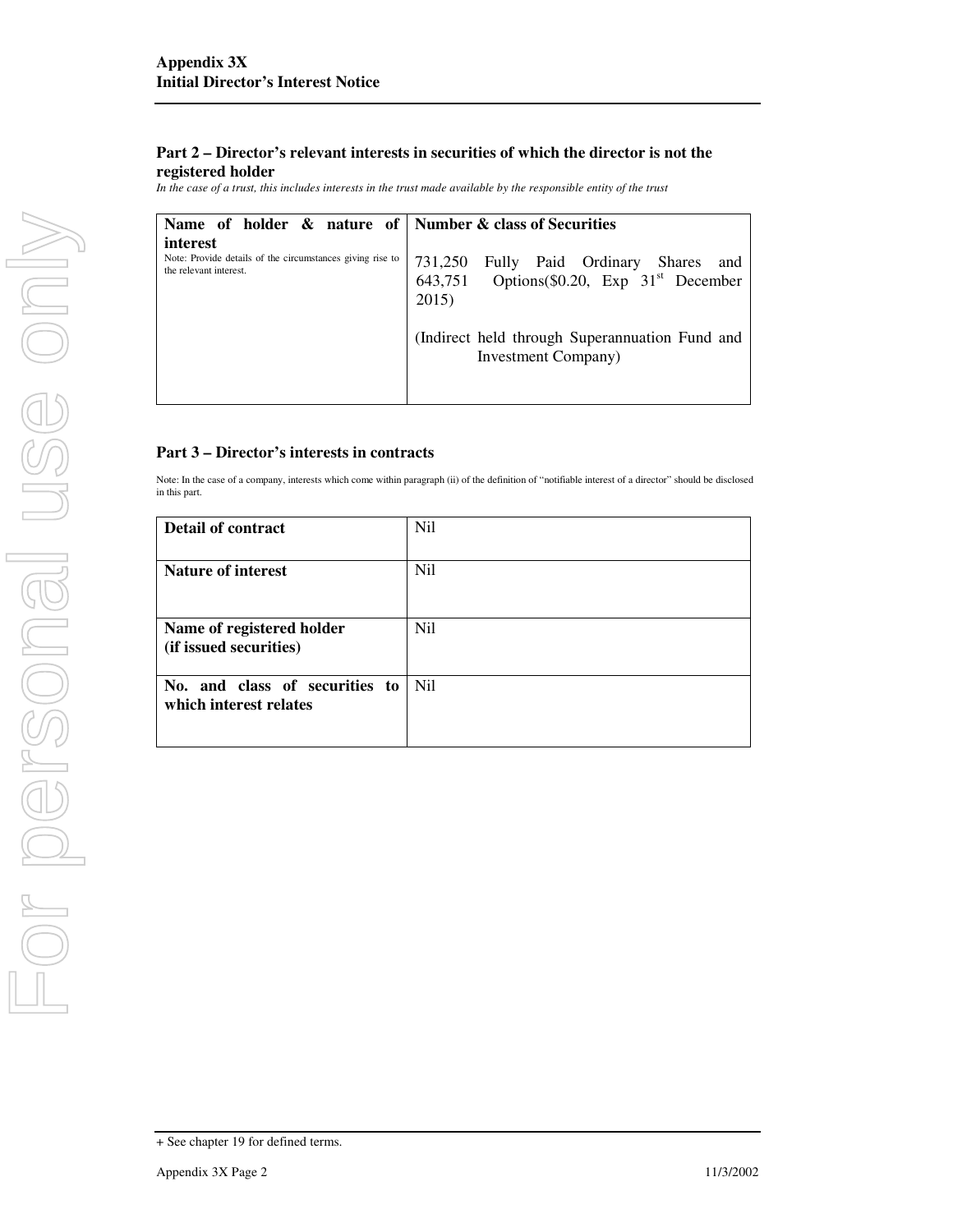## Part 2 – Director's relevant interests in securities of which the director is not the registered holder

*In the case of a trust, this includes interests in the trust made available by the responsible entity of the trust*

| Name of holder & nature of interest<br>Note: Provide details of the circumstances giving rise to the relevant interest. | Number & class of Securities |
|---|---|
| | 731,250 Fully Paid Ordinary Shares and 643,751 Options($0.20, Exp 31st December 2015)<br><br>(Indirect held through Superannuation Fund and Investment Company) |

## Part 3 – Director's interests in contracts

Note: In the case of a company, interests which come within paragraph (ii) of the definition of "notifiable interest of a director" should be disclosed in this part.

| | |
|---|---|
| **Detail of contract** | Nil |
| **Nature of interest** | Nil |
| **Name of registered holder (if issued securities)** | Nil |
| **No. and class of securities to which interest relates** | Nil |

+ See chapter 19 for defined terms.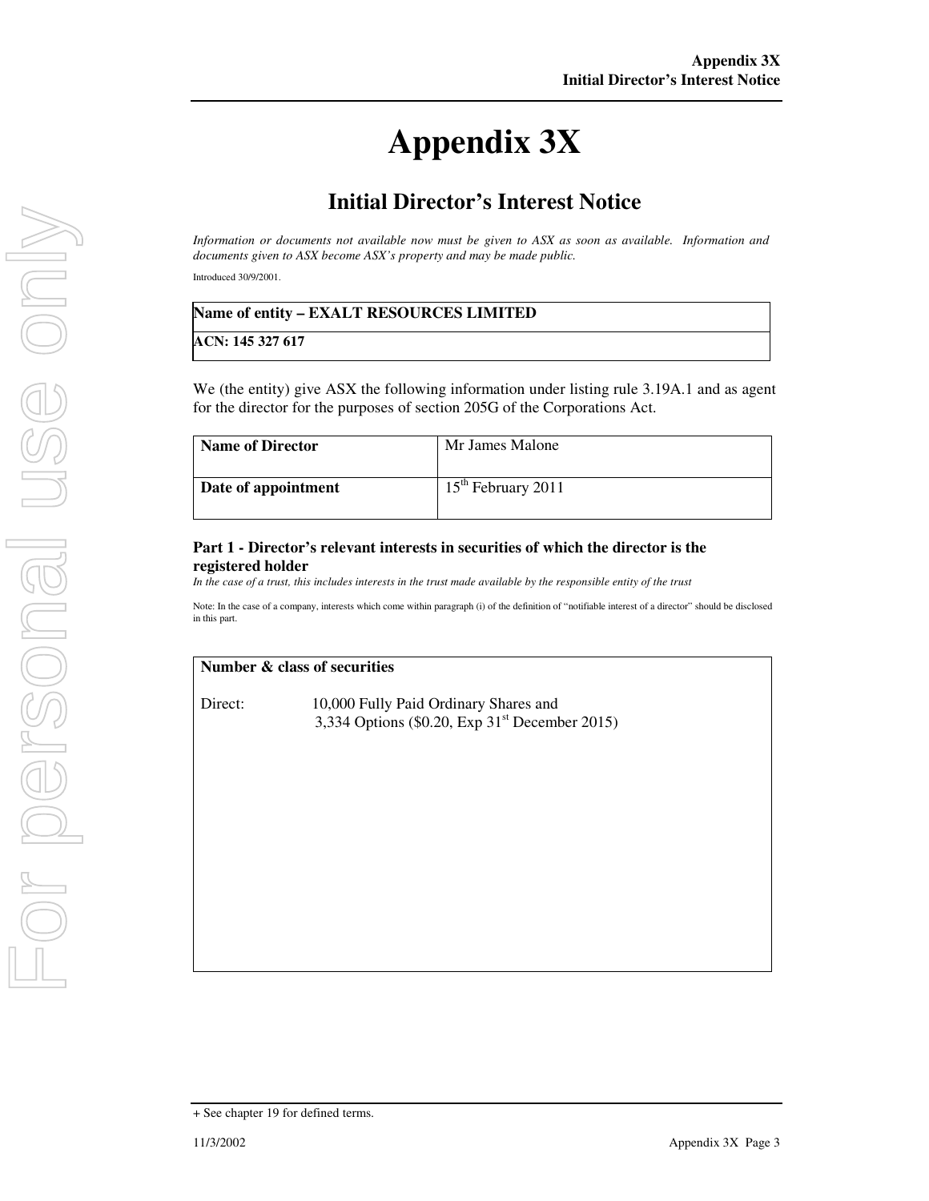# Appendix 3X

## Initial Director's Interest Notice

*Information or documents not available now must be given to ASX as soon as available. Information and documents given to ASX become ASX's property and may be made public.*

Introduced 30/9/2001.

| Name of entity – EXALT RESOURCES LIMITED |
|---|
| ACN: 145 327 617 |

We (the entity) give ASX the following information under listing rule 3.19A.1 and as agent for the director for the purposes of section 205G of the Corporations Act.

| Name of Director | Mr James Malone |
|---|---|
| Date of appointment | 15th February 2011 |

### Part 1 - Director's relevant interests in securities of which the director is the registered holder

*In the case of a trust, this includes interests in the trust made available by the responsible entity of the trust*

Note: In the case of a company, interests which come within paragraph (i) of the definition of "notifiable interest of a director" should be disclosed in this part.

| Number & class of securities |
|---|
| Direct: 10,000 Fully Paid Ordinary Shares and 3,334 Options ($0.20, Exp 31st December 2015) |

+ See chapter 19 for defined terms.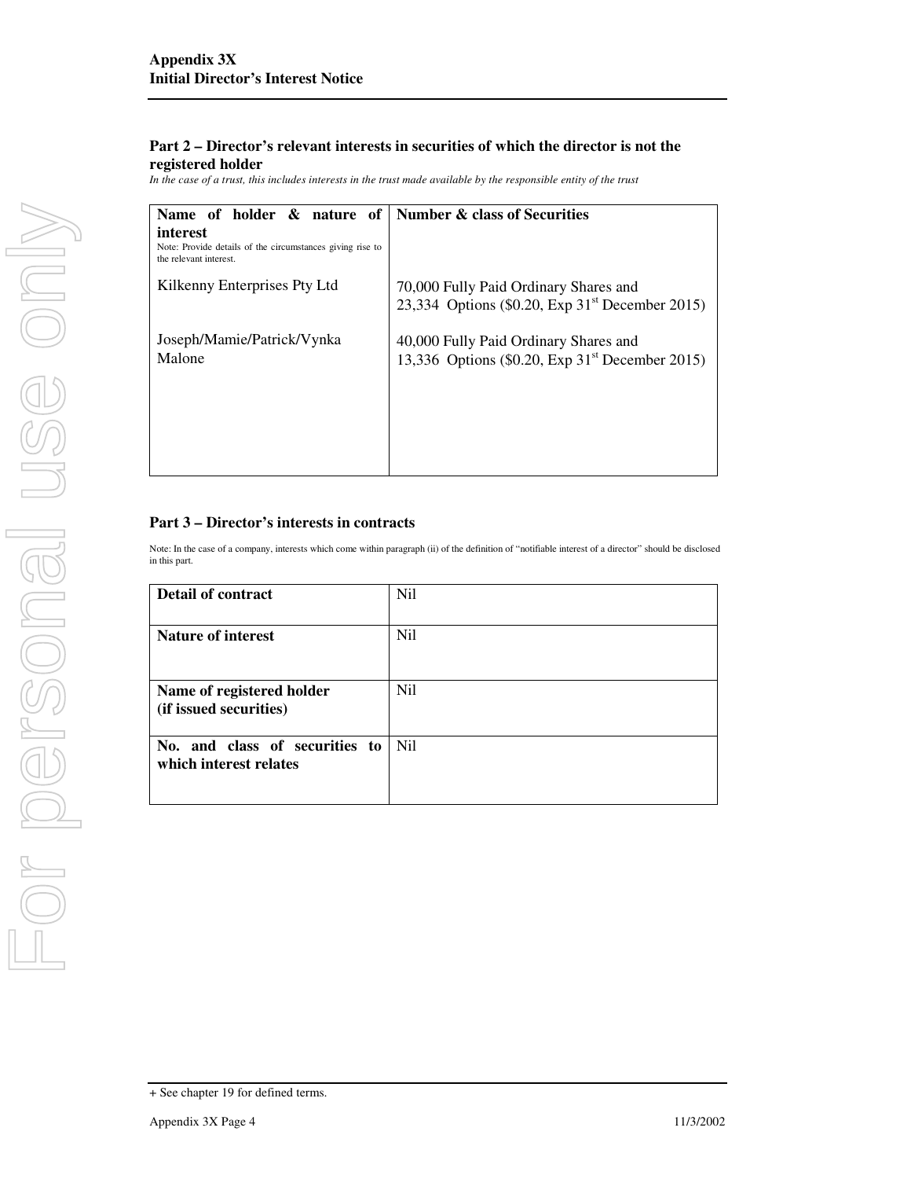## Part 2 – Director's relevant interests in securities of which the director is not the registered holder

*In the case of a trust, this includes interests in the trust made available by the responsible entity of the trust*

| **Name of holder & nature of interest**<br>Note: Provide details of the circumstances giving rise to the relevant interest. | **Number & class of Securities** |
|---|---|
| Kilkenny Enterprises Pty Ltd | 70,000 Fully Paid Ordinary Shares and<br>23,334 Options ($0.20, Exp 31st December 2015) |
| Joseph/Mamie/Patrick/Vynka Malone | 40,000 Fully Paid Ordinary Shares and<br>13,336 Options ($0.20, Exp 31st December 2015) |

## Part 3 – Director's interests in contracts

Note: In the case of a company, interests which come within paragraph (ii) of the definition of "notifiable interest of a director" should be disclosed in this part.

| | |
|---|---|
| **Detail of contract** | Nil |
| **Nature of interest** | Nil |
| **Name of registered holder (if issued securities)** | Nil |
| **No. and class of securities to which interest relates** | Nil |

+ See chapter 19 for defined terms.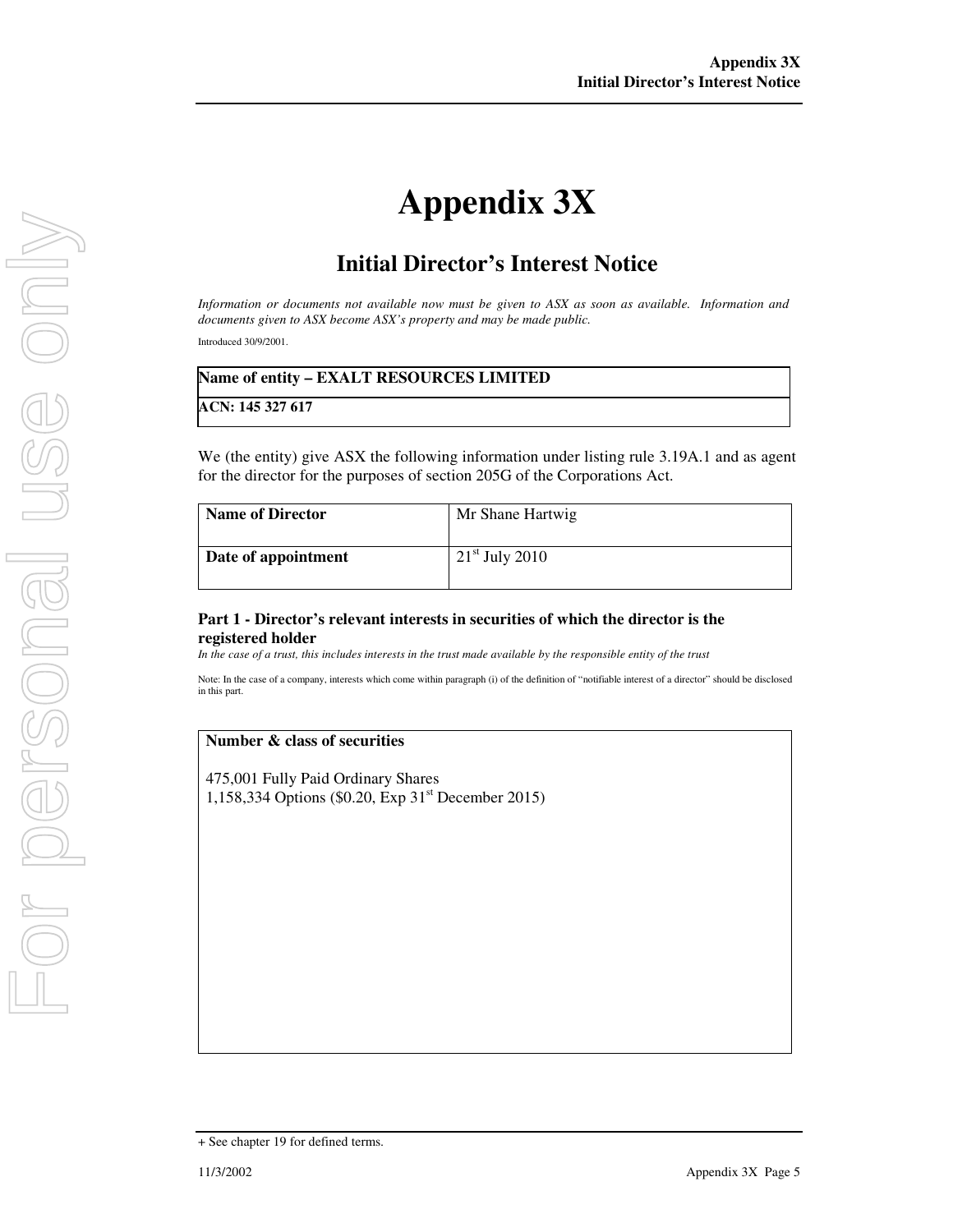// ... existing code ...
# Appendix 3X

## Initial Director's Interest Notice

*Information or documents not available now must be given to ASX as soon as available. Information and documents given to ASX become ASX's property and may be made public.*

Introduced 30/9/2001.

| **Name of entity – EXALT RESOURCES LIMITED** |
|---|
| **ACN: 145 327 617** |

We (the entity) give ASX the following information under listing rule 3.19A.1 and as agent for the director for the purposes of section 205G of the Corporations Act.

| **Name of Director** | Mr Shane Hartwig |
|---|---|
| **Date of appointment** | 21st July 2010 |

### Part 1 - Director's relevant interests in securities of which the director is the registered holder

*In the case of a trust, this includes interests in the trust made available by the responsible entity of the trust*

Note: In the case of a company, interests which come within paragraph (i) of the definition of "notifiable interest of a director" should be disclosed in this part.

| **Number & class of securities** |
|---|
| 475,001 Fully Paid Ordinary Shares<br>1,158,334 Options ($0.20, Exp 31st December 2015) |

+ See chapter 19 for defined terms.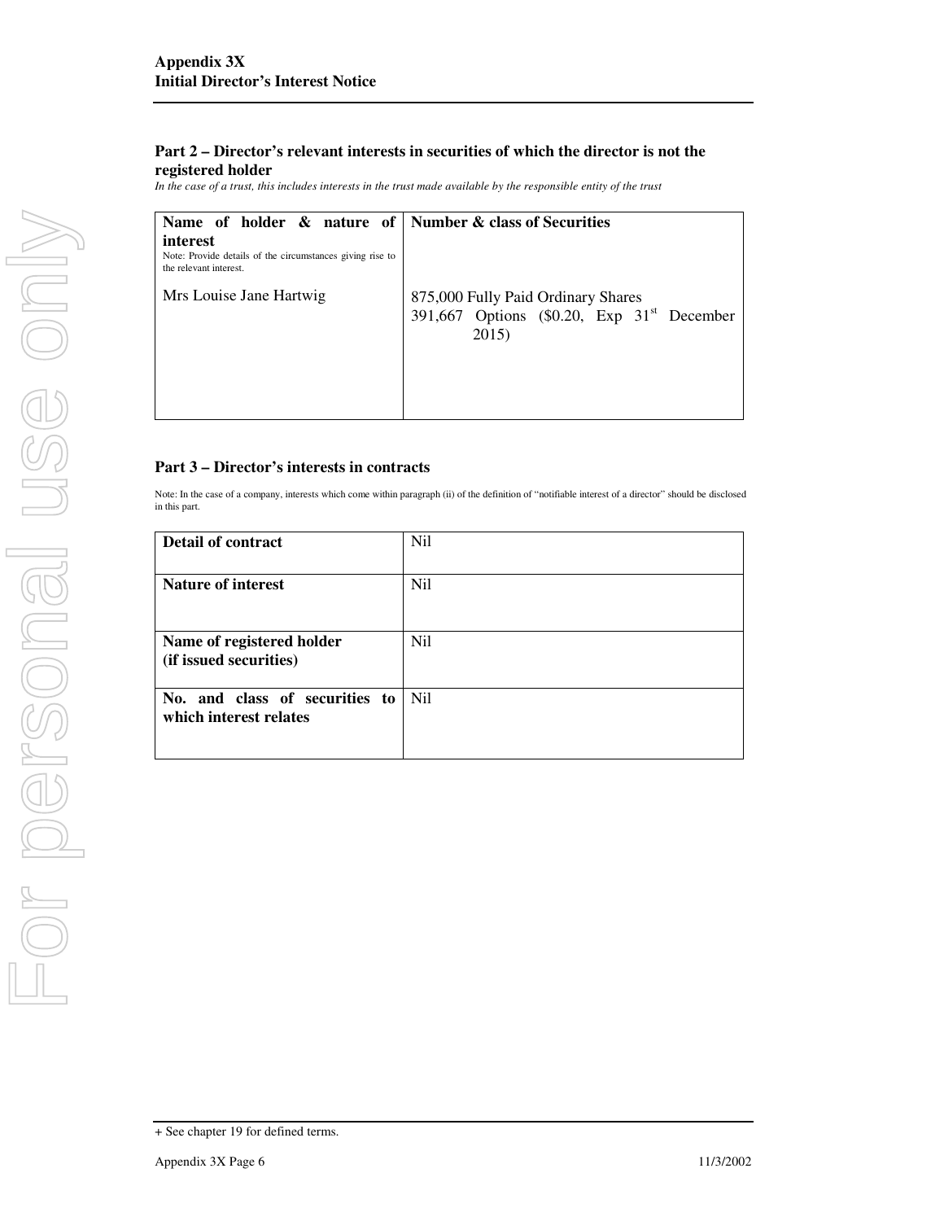## Part 2 – Director's relevant interests in securities of which the director is not the registered holder

*In the case of a trust, this includes interests in the trust made available by the responsible entity of the trust*

| Name of holder & nature of interest<br>Note: Provide details of the circumstances giving rise to the relevant interest. | Number & class of Securities |
|---|---|
| Mrs Louise Jane Hartwig | 875,000 Fully Paid Ordinary Shares<br>391,667 Options ($0.20, Exp 31st December 2015) |

## Part 3 – Director's interests in contracts

Note: In the case of a company, interests which come within paragraph (ii) of the definition of "notifiable interest of a director" should be disclosed in this part.

| | |
|---|---|
| **Detail of contract** | Nil |
| **Nature of interest** | Nil |
| **Name of registered holder (if issued securities)** | Nil |
| **No. and class of securities to which interest relates** | Nil |

+ See chapter 19 for defined terms.